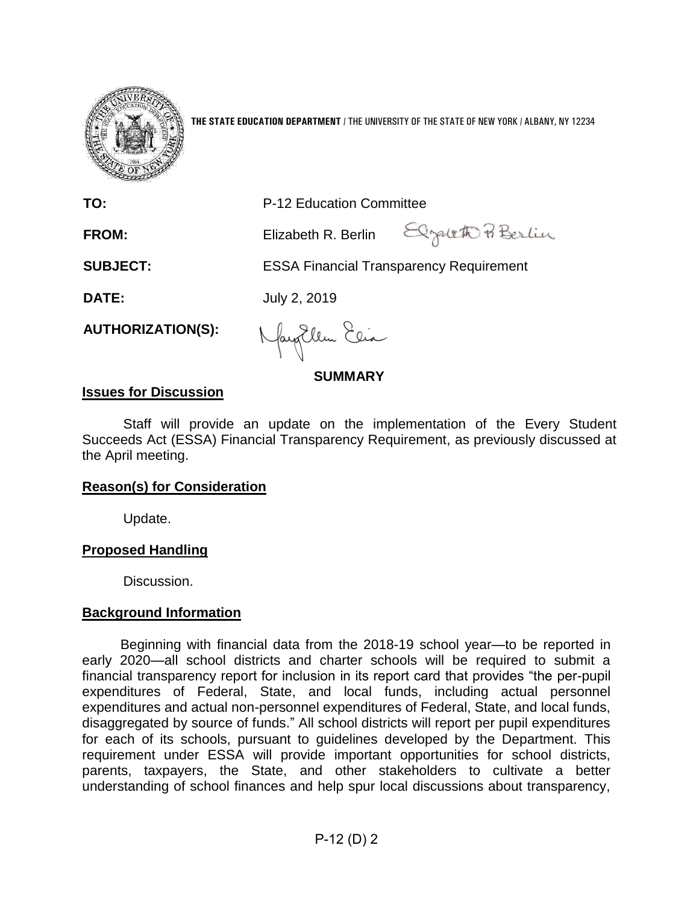**THE STATE EDUCATION DEPARTMENT** / THE UNIVERSITY OF THE STATE OF NEW YORK / ALBANY, NY 12234

**TO:** P-12 Education Committee

**FROM:** Elizabeth R. Berlin

**SUBJECT:** ESSA Financial Transparency Requirement

**DATE:** July 2, 2019

**AUTHORIZATION(S):**

## SUMMARY

### Issues for Discussion

Staff will provide an update on the implementation of the Every Student Succeeds Act (ESSA) Financial Transparency Requirement, as previously discussed at the April meeting.

### Reason(s) for Consideration

Update.

### Proposed Handling

Discussion.

### Background Information

Beginning with financial data from the 2018-19 school year—to be reported in early 2020—all school districts and charter schools will be required to submit a financial transparency report for inclusion in its report card that provides "the per-pupil expenditures of Federal, State, and local funds, including actual personnel expenditures and actual non-personnel expenditures of Federal, State, and local funds, disaggregated by source of funds." All school districts will report per pupil expenditures for each of its schools, pursuant to guidelines developed by the Department. This requirement under ESSA will provide important opportunities for school districts, parents, taxpayers, the State, and other stakeholders to cultivate a better understanding of school finances and help spur local discussions about transparency,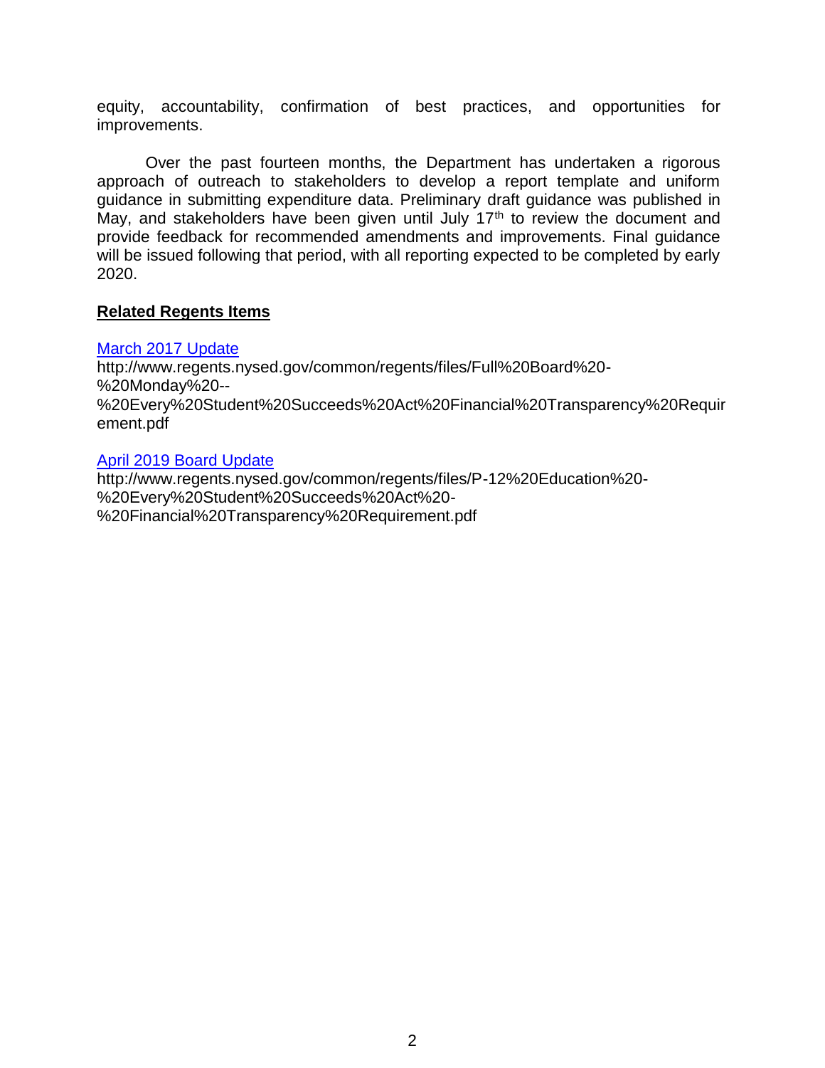equity, accountability, confirmation of best practices, and opportunities for improvements.

Over the past fourteen months, the Department has undertaken a rigorous approach of outreach to stakeholders to develop a report template and uniform guidance in submitting expenditure data. Preliminary draft guidance was published in May, and stakeholders have been given until July 17th to review the document and provide feedback for recommended amendments and improvements. Final guidance will be issued following that period, with all reporting expected to be completed by early 2020.

**Related Regents Items**

[March 2017 Update](http://www.regents.nysed.gov/common/regents/files/Full%20Board%20-%20Monday%20--%20Every%20Student%20Succeeds%20Act%20Financial%20Transparency%20Requirement.pdf)
http://www.regents.nysed.gov/common/regents/files/Full%20Board%20-%20Monday%20--%20Every%20Student%20Succeeds%20Act%20Financial%20Transparency%20Requirement.pdf

[April 2019 Board Update](http://www.regents.nysed.gov/common/regents/files/P-12%20Education%20-%20Every%20Student%20Succeeds%20Act%20-%20Financial%20Transparency%20Requirement.pdf)
http://www.regents.nysed.gov/common/regents/files/P-12%20Education%20-%20Every%20Student%20Succeeds%20Act%20-%20Financial%20Transparency%20Requirement.pdf